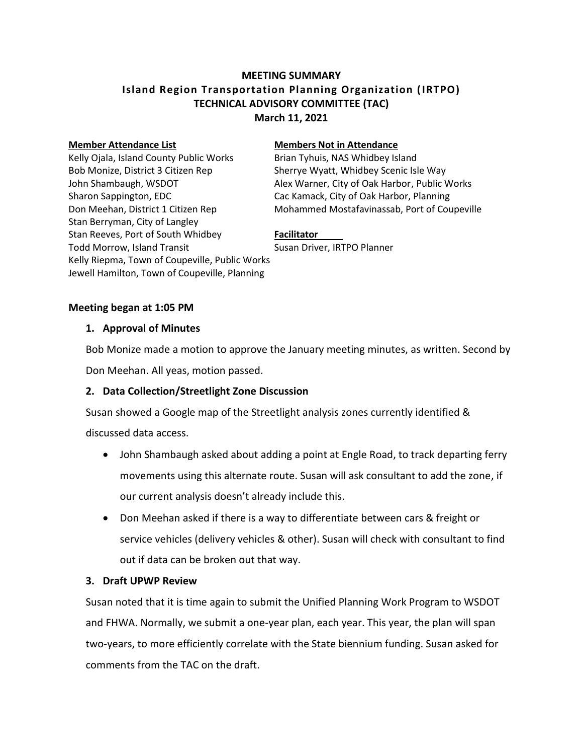# MEETING SUMMARY
## Island Region Transportation Planning Organization (IRTPO)
## TECHNICAL ADVISORY COMMITTEE (TAC)
## March 11, 2021

**Member Attendance List**

Kelly Ojala, Island County Public Works
Bob Monize, District 3 Citizen Rep
John Shambaugh, WSDOT
Sharon Sappington, EDC
Don Meehan, District 1 Citizen Rep
Stan Berryman, City of Langley
Stan Reeves, Port of South Whidbey
Todd Morrow, Island Transit
Kelly Riepma, Town of Coupeville, Public Works
Jewell Hamilton, Town of Coupeville, Planning

**Members Not in Attendance**

Brian Tyhuis, NAS Whidbey Island
Sherrye Wyatt, Whidbey Scenic Isle Way
Alex Warner, City of Oak Harbor, Public Works
Cac Kamack, City of Oak Harbor, Planning
Mohammed Mostafavinassab, Port of Coupeville

**Facilitator**

Susan Driver, IRTPO Planner

**Meeting began at 1:05 PM**

**1. Approval of Minutes**

Bob Monize made a motion to approve the January meeting minutes, as written. Second by Don Meehan. All yeas, motion passed.

**2. Data Collection/Streetlight Zone Discussion**

Susan showed a Google map of the Streetlight analysis zones currently identified & discussed data access.

- John Shambaugh asked about adding a point at Engle Road, to track departing ferry movements using this alternate route. Susan will ask consultant to add the zone, if our current analysis doesn't already include this.
- Don Meehan asked if there is a way to differentiate between cars & freight or service vehicles (delivery vehicles & other). Susan will check with consultant to find out if data can be broken out that way.

**3. Draft UPWP Review**

Susan noted that it is time again to submit the Unified Planning Work Program to WSDOT and FHWA. Normally, we submit a one-year plan, each year. This year, the plan will span two-years, to more efficiently correlate with the State biennium funding. Susan asked for comments from the TAC on the draft.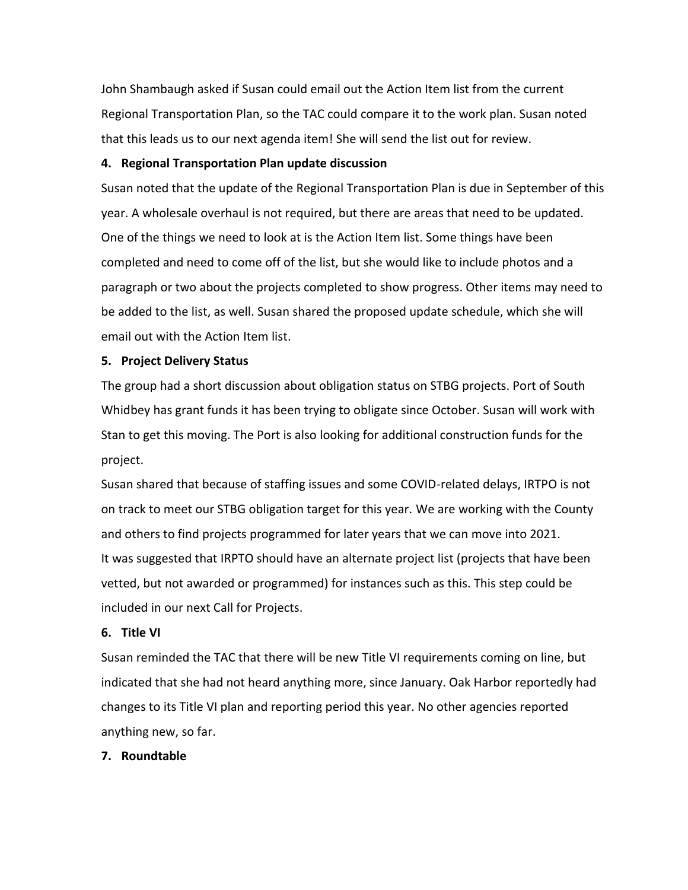John Shambaugh asked if Susan could email out the Action Item list from the current Regional Transportation Plan, so the TAC could compare it to the work plan. Susan noted that this leads us to our next agenda item! She will send the list out for review.

**4. Regional Transportation Plan update discussion**

Susan noted that the update of the Regional Transportation Plan is due in September of this year. A wholesale overhaul is not required, but there are areas that need to be updated. One of the things we need to look at is the Action Item list. Some things have been completed and need to come off of the list, but she would like to include photos and a paragraph or two about the projects completed to show progress. Other items may need to be added to the list, as well. Susan shared the proposed update schedule, which she will email out with the Action Item list.

**5. Project Delivery Status**

The group had a short discussion about obligation status on STBG projects. Port of South Whidbey has grant funds it has been trying to obligate since October. Susan will work with Stan to get this moving. The Port is also looking for additional construction funds for the project.

Susan shared that because of staffing issues and some COVID-related delays, IRTPO is not on track to meet our STBG obligation target for this year. We are working with the County and others to find projects programmed for later years that we can move into 2021.

It was suggested that IRPTO should have an alternate project list (projects that have been vetted, but not awarded or programmed) for instances such as this. This step could be included in our next Call for Projects.

**6. Title VI**

Susan reminded the TAC that there will be new Title VI requirements coming on line, but indicated that she had not heard anything more, since January. Oak Harbor reportedly had changes to its Title VI plan and reporting period this year. No other agencies reported anything new, so far.

**7. Roundtable**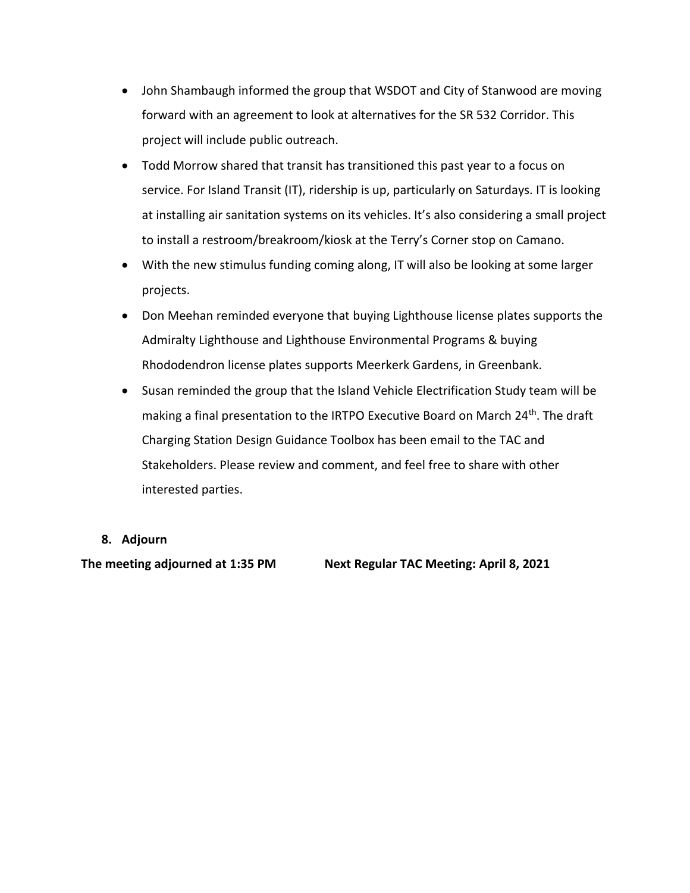- John Shambaugh informed the group that WSDOT and City of Stanwood are moving forward with an agreement to look at alternatives for the SR 532 Corridor. This project will include public outreach.
- Todd Morrow shared that transit has transitioned this past year to a focus on service. For Island Transit (IT), ridership is up, particularly on Saturdays. IT is looking at installing air sanitation systems on its vehicles. It's also considering a small project to install a restroom/breakroom/kiosk at the Terry's Corner stop on Camano.
- With the new stimulus funding coming along, IT will also be looking at some larger projects.
- Don Meehan reminded everyone that buying Lighthouse license plates supports the Admiralty Lighthouse and Lighthouse Environmental Programs & buying Rhododendron license plates supports Meerkerk Gardens, in Greenbank.
- Susan reminded the group that the Island Vehicle Electrification Study team will be making a final presentation to the IRTPO Executive Board on March 24th. The draft Charging Station Design Guidance Toolbox has been email to the TAC and Stakeholders. Please review and comment, and feel free to share with other interested parties.

**8. Adjourn**

**The meeting adjourned at 1:35 PM** **Next Regular TAC Meeting: April 8, 2021**